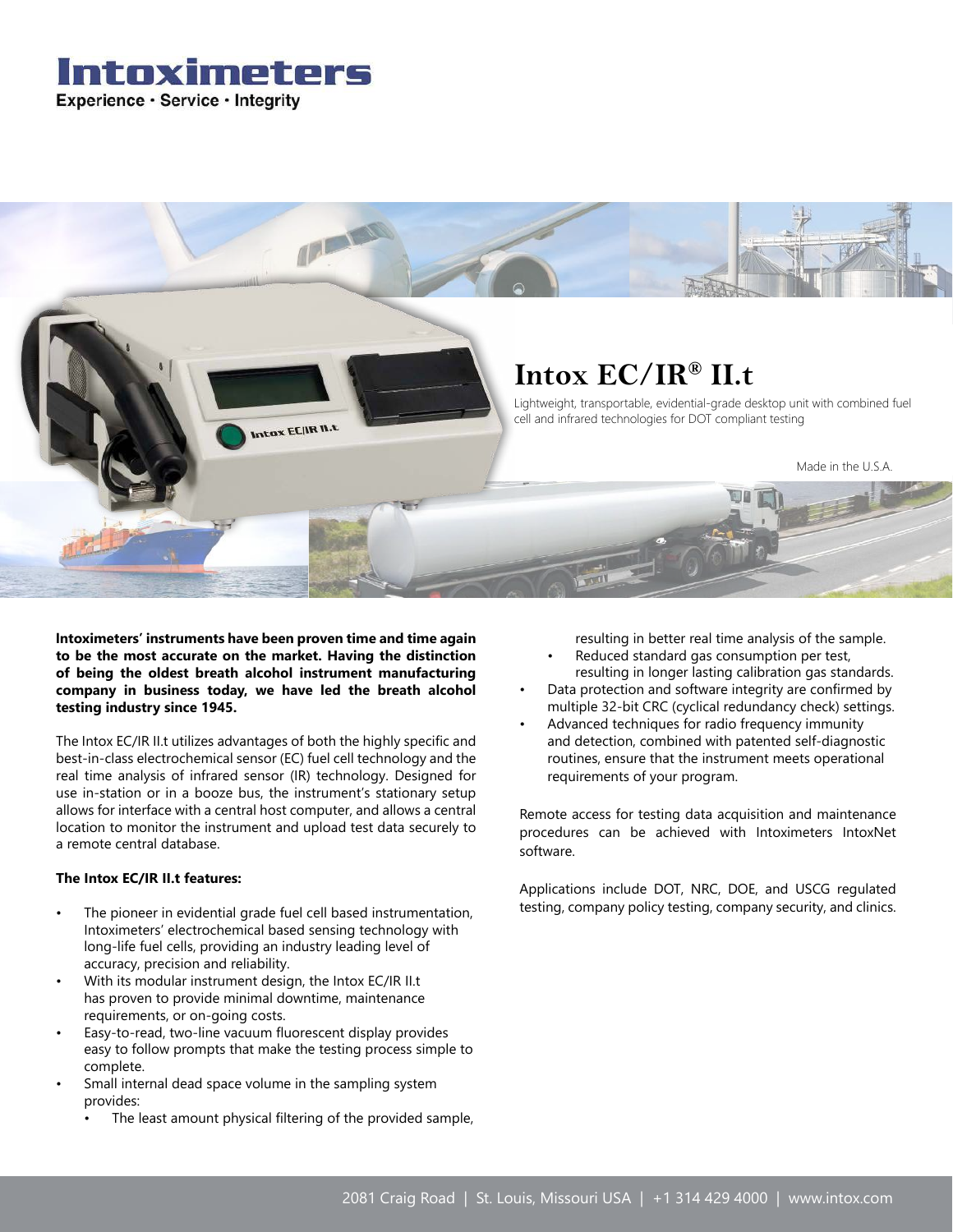# Intoximeters

Experience · Service · Integrity

## Intox EC/IR® II.t

Lightweight, transportable, evidential-grade desktop unit with combined fuel cell and infrared technologies for DOT compliant testing

Made in the U.S.A.

**Intoximeters' instruments have been proven time and time again to be the most accurate on the market. Having the distinction of being the oldest breath alcohol instrument manufacturing company in business today, we have led the breath alcohol testing industry since 1945.**

The Intox EC/IR II.t utilizes advantages of both the highly specific and best-in-class electrochemical sensor (EC) fuel cell technology and the real time analysis of infrared sensor (IR) technology. Designed for use in-station or in a booze bus, the instrument's stationary setup allows for interface with a central host computer, and allows a central location to monitor the instrument and upload test data securely to a remote central database.

**The Intox EC/IR II.t features:**

- The pioneer in evidential grade fuel cell based instrumentation, Intoximeters' electrochemical based sensing technology with long-life fuel cells, providing an industry leading level of accuracy, precision and reliability.
- With its modular instrument design, the Intox EC/IR II.t has proven to provide minimal downtime, maintenance requirements, or on-going costs.
- Easy-to-read, two-line vacuum fluorescent display provides easy to follow prompts that make the testing process simple to complete.
- Small internal dead space volume in the sampling system provides:
  - The least amount physical filtering of the provided sample, resulting in better real time analysis of the sample.
  - Reduced standard gas consumption per test, resulting in longer lasting calibration gas standards.
- Data protection and software integrity are confirmed by multiple 32-bit CRC (cyclical redundancy check) settings.
- Advanced techniques for radio frequency immunity and detection, combined with patented self-diagnostic routines, ensure that the instrument meets operational requirements of your program.

Remote access for testing data acquisition and maintenance procedures can be achieved with Intoximeters IntoxNet software.

Applications include DOT, NRC, DOE, and USCG regulated testing, company policy testing, company security, and clinics.

2081 Craig Road | St. Louis, Missouri USA | +1 314 429 4000 | www.intox.com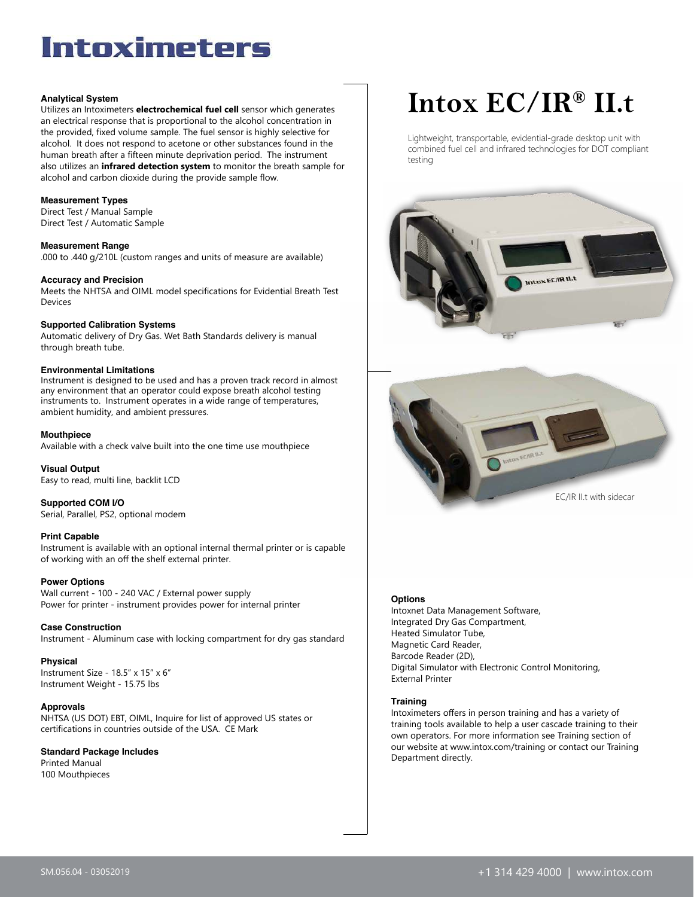# Intoximeters

# Intox EC/IR® II.t

Lightweight, transportable, evidential-grade desktop unit with combined fuel cell and infrared technologies for DOT compliant testing

EC/IR II.t with sidecar

**Analytical System**
Utilizes an Intoximeters **electrochemical fuel cell** sensor which generates an electrical response that is proportional to the alcohol concentration in the provided, fixed volume sample. The fuel sensor is highly selective for alcohol. It does not respond to acetone or other substances found in the human breath after a fifteen minute deprivation period. The instrument also utilizes an **infrared detection system** to monitor the breath sample for alcohol and carbon dioxide during the provide sample flow.

**Measurement Types**
Direct Test / Manual Sample
Direct Test / Automatic Sample

**Measurement Range**
.000 to .440 g/210L (custom ranges and units of measure are available)

**Accuracy and Precision**
Meets the NHTSA and OIML model specifications for Evidential Breath Test Devices

**Supported Calibration Systems**
Automatic delivery of Dry Gas. Wet Bath Standards delivery is manual through breath tube.

**Environmental Limitations**
Instrument is designed to be used and has a proven track record in almost any environment that an operator could expose breath alcohol testing instruments to. Instrument operates in a wide range of temperatures, ambient humidity, and ambient pressures.

**Mouthpiece**
Available with a check valve built into the one time use mouthpiece

**Visual Output**
Easy to read, multi line, backlit LCD

**Supported COM I/O**
Serial, Parallel, PS2, optional modem

**Print Capable**
Instrument is available with an optional internal thermal printer or is capable of working with an off the shelf external printer.

**Power Options**
Wall current - 100 - 240 VAC / External power supply
Power for printer - instrument provides power for internal printer

**Case Construction**
Instrument - Aluminum case with locking compartment for dry gas standard

**Physical**
Instrument Size - 18.5" x 15" x 6"
Instrument Weight - 15.75 lbs

**Approvals**
NHTSA (US DOT) EBT, OIML, Inquire for list of approved US states or certifications in countries outside of the USA. CE Mark

**Standard Package Includes**
Printed Manual
100 Mouthpieces

**Options**
Intoxnet Data Management Software,
Integrated Dry Gas Compartment,
Heated Simulator Tube,
Magnetic Card Reader,
Barcode Reader (2D),
Digital Simulator with Electronic Control Monitoring,
External Printer

**Training**
Intoximeters offers in person training and has a variety of training tools available to help a user cascade training to their own operators. For more information see Training section of our website at www.intox.com/training or contact our Training Department directly.

SM.056.04 - 03052019

+1 314 429 4000 | www.intox.com